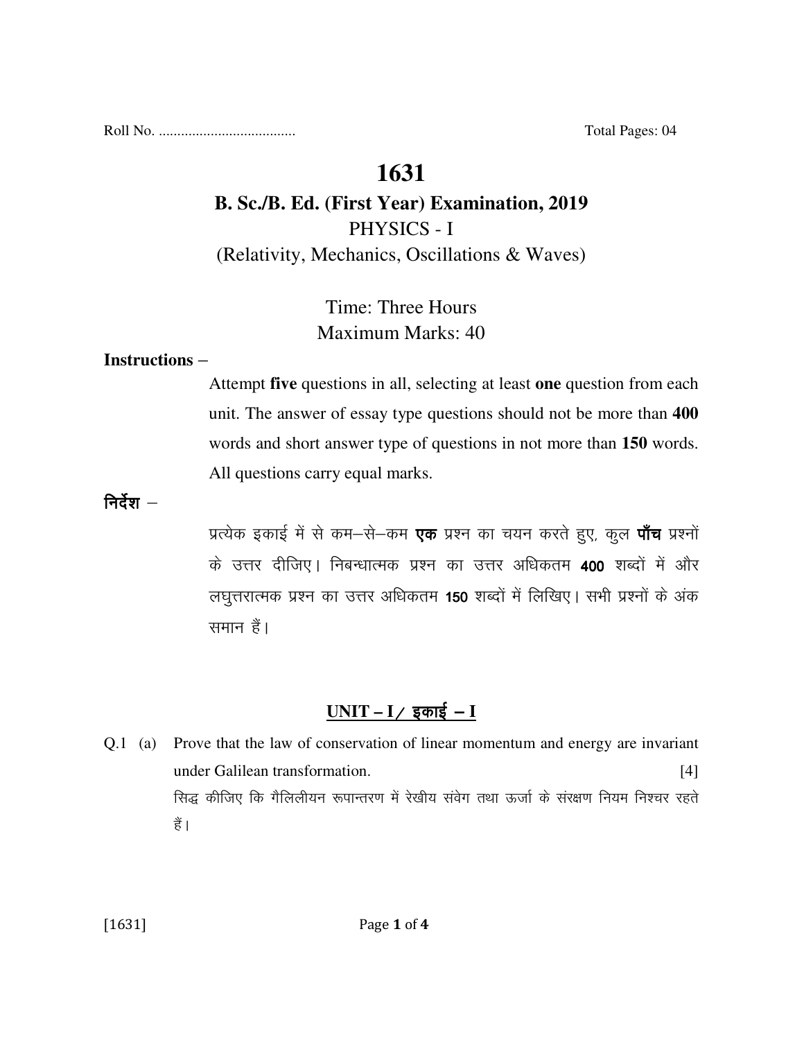Roll No. .................................... Total Pages: 04

# 1631

## B. Sc./B. Ed. (First Year) Examination, 2019

PHYSICS - I

(Relativity, Mechanics, Oscillations & Waves)

Time: Three Hours

Maximum Marks: 40

**Instructions –**

Attempt **five** questions in all, selecting at least **one** question from each unit. The answer of essay type questions should not be more than **400** words and short answer type of questions in not more than **150** words. All questions carry equal marks.

**निर्देश –**

प्रत्येक इकाई में से कम–से–कम **एक** प्रश्न का चयन करते हुए, कुल **पाँच** प्रश्नों के उत्तर दीजिए। निबन्धात्मक प्रश्न का उत्तर अधिकतम **400** शब्दों में और लघुत्तरात्मक प्रश्न का उत्तर अधिकतम **150** शब्दों में लिखिए। सभी प्रश्नों के अंक समान हैं।

### UNIT – I / इकाई – I

Q.1 (a) Prove that the law of conservation of linear momentum and energy are invariant under Galilean transformation. [4]

सिद्ध कीजिए कि गैलिलीयन रूपान्तरण में रेखीय संवेग तथा ऊर्जा के संरक्षण नियम निश्चर रहते हैं।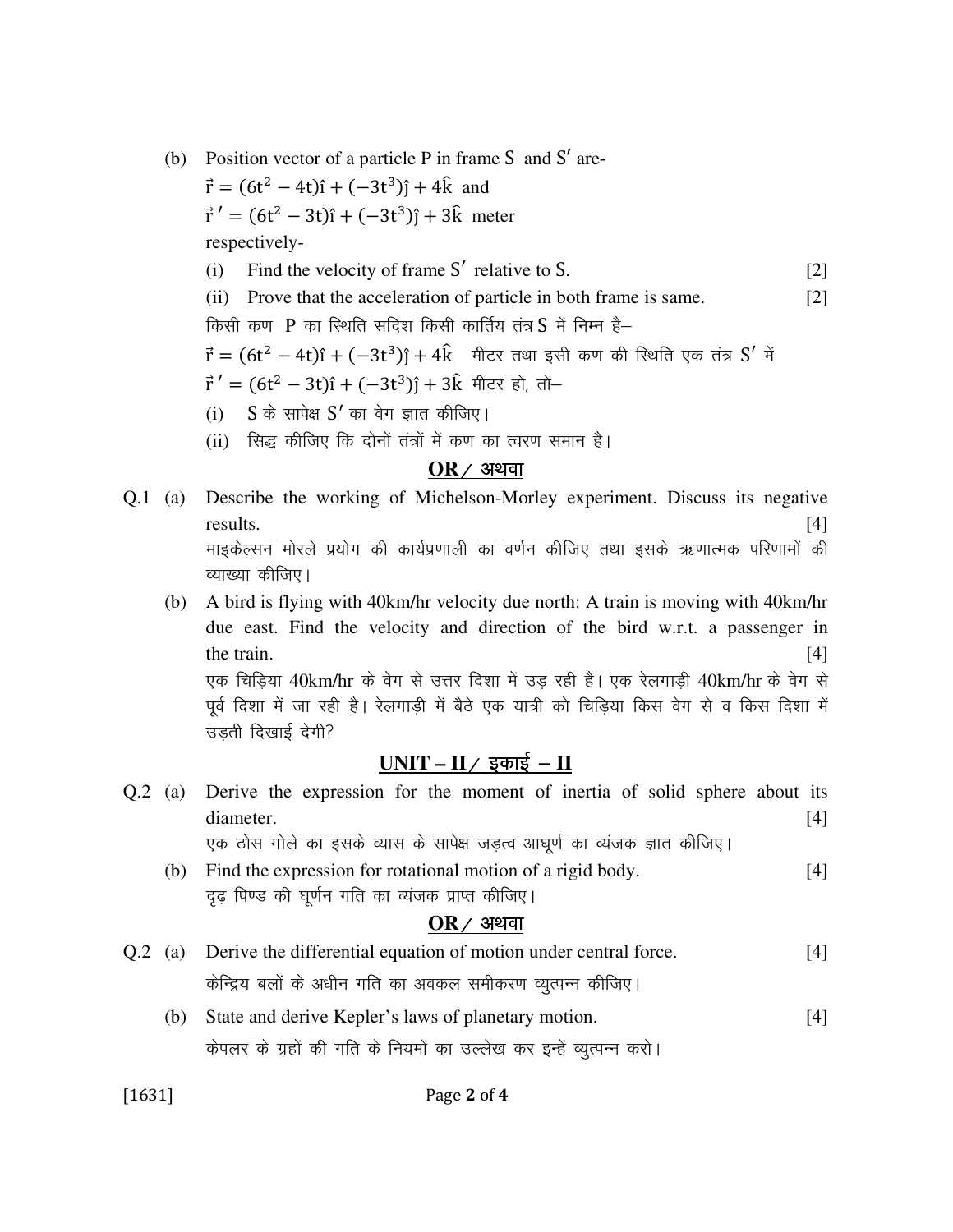(b) Position vector of a particle P in frame S and $S'$ are-

$\vec{r} = (6t^2 - 4t)\hat{i} + (-3t^3)\hat{j} + 4\hat{k}$ and

$\vec{r}\,' = (6t^2 - 3t)\hat{i} + (-3t^3)\hat{j} + 3\hat{k}$ meter

respectively-

(i) Find the velocity of frame $S'$ relative to S. [2]

(ii) Prove that the acceleration of particle in both frame is same. [2]

किसी कण P का स्थिति सदिश किसी कार्तिय तंत्र S में निम्न है–

$\vec{r} = (6t^2 - 4t)\hat{i} + (-3t^3)\hat{j} + 4\hat{k}$ मीटर तथा इसी कण की स्थिति एक तंत्र $S'$ में

$\vec{r}\,' = (6t^2 - 3t)\hat{i} + (-3t^3)\hat{j} + 3\hat{k}$ मीटर हो, तो–

(i) S के सापेक्ष $S'$ का वेग ज्ञात कीजिए।

(ii) सिद्ध कीजिए कि दोनों तंत्रों में कण का त्वरण समान है।

**OR / अथवा**

Q.1 (a) Describe the working of Michelson-Morley experiment. Discuss its negative results. [4]

माइकेल्सन मोरले प्रयोग की कार्यप्रणाली का वर्णन कीजिए तथा इसके ऋणात्मक परिणामों की व्याख्या कीजिए।

(b) A bird is flying with 40km/hr velocity due north: A train is moving with 40km/hr due east. Find the velocity and direction of the bird w.r.t. a passenger in the train. [4]

एक चिड़िया 40km/hr के वेग से उत्तर दिशा में उड़ रही है। एक रेलगाड़ी 40km/hr के वेग से पूर्व दिशा में जा रही है। रेलगाड़ी में बैठे एक यात्री को चिड़िया किस वेग से व किस दिशा में उड़ती दिखाई देगी?

## UNIT – II / इकाई – II

Q.2 (a) Derive the expression for the moment of inertia of solid sphere about its diameter. [4]

एक ठोस गोले का इसके व्यास के सापेक्ष जड़त्व आघूर्ण का व्यंजक ज्ञात कीजिए।

(b) Find the expression for rotational motion of a rigid body. [4]

दृढ़ पिण्ड की घूर्णन गति का व्यंजक प्राप्त कीजिए।

**OR / अथवा**

Q.2 (a) Derive the differential equation of motion under central force. [4]

केन्द्रिय बलों के अधीन गति का अवकल समीकरण व्युत्पन्न कीजिए।

(b) State and derive Kepler's laws of planetary motion. [4]

केपलर के ग्रहों की गति के नियमों का उल्लेख कर इन्हें व्युत्पन्न करो।

[1631]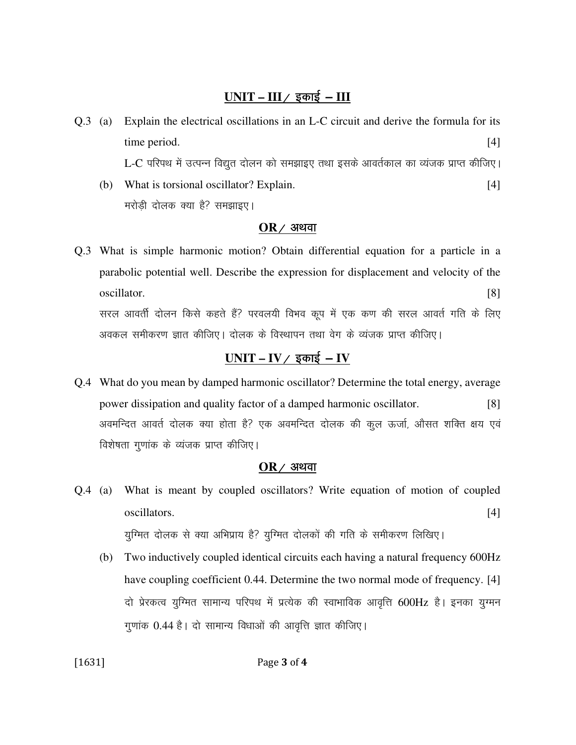## UNIT – III / इकाई – III

Q.3 (a) Explain the electrical oscillations in an L-C circuit and derive the formula for its time period. [4]

L-C परिपथ में उत्पन्न विद्युत दोलन को समझाइए तथा इसके आवर्तकाल का व्यंजक प्राप्त कीजिए।

(b) What is torsional oscillator? Explain. [4]

मरोड़ी दोलक क्या है? समझाइए।

### OR / अथवा

Q.3 What is simple harmonic motion? Obtain differential equation for a particle in a parabolic potential well. Describe the expression for displacement and velocity of the oscillator. [8]

सरल आवर्ती दोलन किसे कहते हैं? परवलयी विभव कूप में एक कण की सरल आवर्त गति के लिए अवकल समीकरण ज्ञात कीजिए। दोलक के विस्थापन तथा वेग के व्यंजक प्राप्त कीजिए।

## UNIT – IV / इकाई – IV

Q.4 What do you mean by damped harmonic oscillator? Determine the total energy, average power dissipation and quality factor of a damped harmonic oscillator. [8]

अवमन्दित आवर्त दोलक क्या होता है? एक अवमन्दित दोलक की कुल ऊर्जा, औसत शक्ति क्षय एवं विशेषता गुणांक के व्यंजक प्राप्त कीजिए।

### OR / अथवा

Q.4 (a) What is meant by coupled oscillators? Write equation of motion of coupled oscillators. [4]

युग्मित दोलक से क्या अभिप्राय है? युग्मित दोलकों की गति के समीकरण लिखिए।

(b) Two inductively coupled identical circuits each having a natural frequency 600Hz have coupling coefficient 0.44. Determine the two normal mode of frequency. [4]

दो प्रेरकत्व युग्मित सामान्य परिपथ में प्रत्येक की स्वाभाविक आवृत्ति 600Hz है। इनका युग्मन गुणांक 0.44 है। दो सामान्य विधाओं की आवृत्ति ज्ञात कीजिए।

[1631]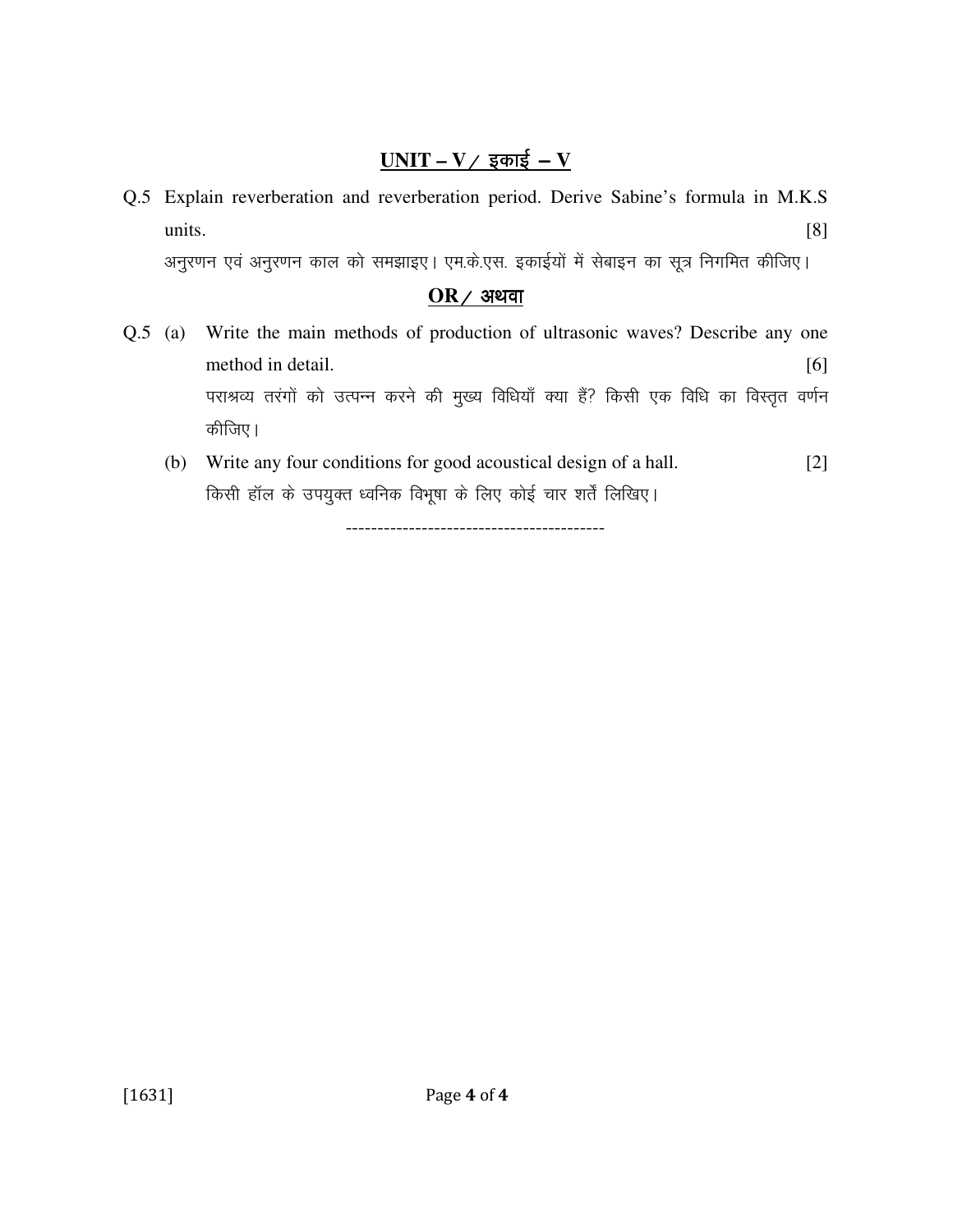## UNIT – V / इकाई – V

Q.5 Explain reverberation and reverberation period. Derive Sabine's formula in M.K.S units. [8]

अनुरणन एवं अनुरणन काल को समझाइए। एम.के.एस. इकाईयों में सेबाइन का सूत्र निगमित कीजिए।

## OR / अथवा

Q.5 (a) Write the main methods of production of ultrasonic waves? Describe any one method in detail. [6]

पराश्रव्य तरंगों को उत्पन्न करने की मुख्य विधियाँ क्या हैं? किसी एक विधि का विस्तृत वर्णन कीजिए।

(b) Write any four conditions for good acoustical design of a hall. [2]

किसी हॉल के उपयुक्त ध्वनिक विभूषा के लिए कोई चार शर्तें लिखिए।

-----------------------------------------